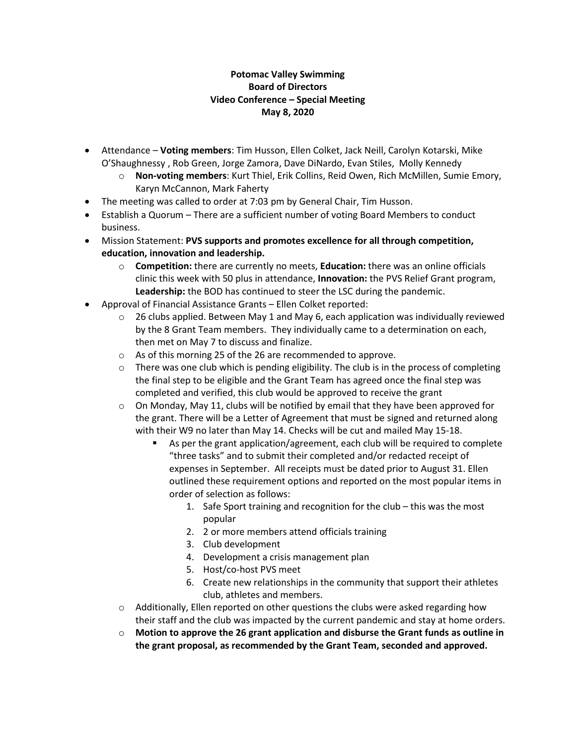**Potomac Valley Swimming**
**Board of Directors**
**Video Conference – Special Meeting**
**May 8, 2020**

- Attendance – **Voting members**: Tim Husson, Ellen Colket, Jack Neill, Carolyn Kotarski, Mike O'Shaughnessy , Rob Green, Jorge Zamora, Dave DiNardo, Evan Stiles, Molly Kennedy
  - **Non-voting members**: Kurt Thiel, Erik Collins, Reid Owen, Rich McMillen, Sumie Emory, Karyn McCannon, Mark Faherty
- The meeting was called to order at 7:03 pm by General Chair, Tim Husson.
- Establish a Quorum – There are a sufficient number of voting Board Members to conduct business.
- Mission Statement: **PVS supports and promotes excellence for all through competition, education, innovation and leadership.**
  - **Competition:** there are currently no meets, **Education:** there was an online officials clinic this week with 50 plus in attendance, **Innovation:** the PVS Relief Grant program, **Leadership:** the BOD has continued to steer the LSC during the pandemic.
- Approval of Financial Assistance Grants – Ellen Colket reported:
  - 26 clubs applied. Between May 1 and May 6, each application was individually reviewed by the 8 Grant Team members. They individually came to a determination on each, then met on May 7 to discuss and finalize.
  - As of this morning 25 of the 26 are recommended to approve.
  - There was one club which is pending eligibility. The club is in the process of completing the final step to be eligible and the Grant Team has agreed once the final step was completed and verified, this club would be approved to receive the grant
  - On Monday, May 11, clubs will be notified by email that they have been approved for the grant. There will be a Letter of Agreement that must be signed and returned along with their W9 no later than May 14. Checks will be cut and mailed May 15-18.
    - As per the grant application/agreement, each club will be required to complete "three tasks" and to submit their completed and/or redacted receipt of expenses in September. All receipts must be dated prior to August 31. Ellen outlined these requirement options and reported on the most popular items in order of selection as follows:
      1. Safe Sport training and recognition for the club – this was the most popular
      2. 2 or more members attend officials training
      3. Club development
      4. Development a crisis management plan
      5. Host/co-host PVS meet
      6. Create new relationships in the community that support their athletes club, athletes and members.
  - Additionally, Ellen reported on other questions the clubs were asked regarding how their staff and the club was impacted by the current pandemic and stay at home orders.
  - **Motion to approve the 26 grant application and disburse the Grant funds as outline in the grant proposal, as recommended by the Grant Team, seconded and approved.**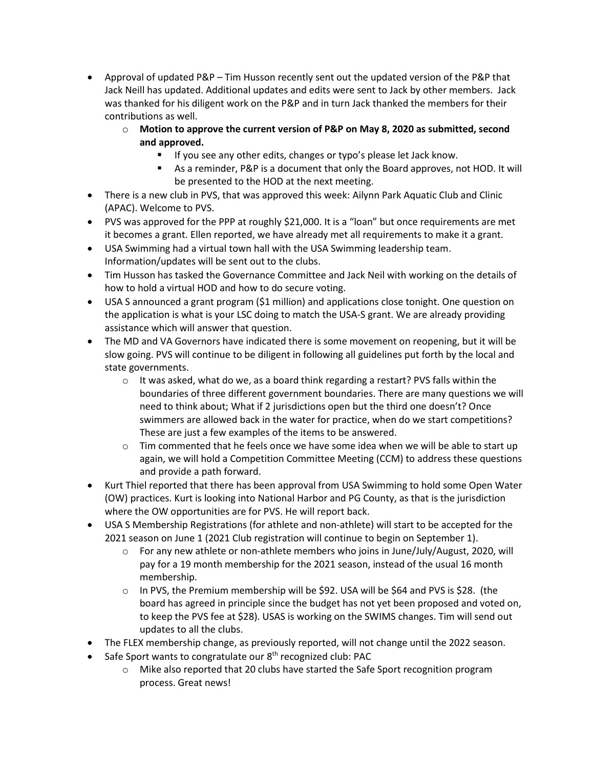- Approval of updated P&P – Tim Husson recently sent out the updated version of the P&P that Jack Neill has updated. Additional updates and edits were sent to Jack by other members. Jack was thanked for his diligent work on the P&P and in turn Jack thanked the members for their contributions as well.
    - **Motion to approve the current version of P&P on May 8, 2020 as submitted, second and approved.**
        - If you see any other edits, changes or typo's please let Jack know.
        - As a reminder, P&P is a document that only the Board approves, not HOD. It will be presented to the HOD at the next meeting.
- There is a new club in PVS, that was approved this week: Ailynn Park Aquatic Club and Clinic (APAC). Welcome to PVS.
- PVS was approved for the PPP at roughly $21,000. It is a "loan" but once requirements are met it becomes a grant. Ellen reported, we have already met all requirements to make it a grant.
- USA Swimming had a virtual town hall with the USA Swimming leadership team. Information/updates will be sent out to the clubs.
- Tim Husson has tasked the Governance Committee and Jack Neil with working on the details of how to hold a virtual HOD and how to do secure voting.
- USA S announced a grant program ($1 million) and applications close tonight. One question on the application is what is your LSC doing to match the USA-S grant. We are already providing assistance which will answer that question.
- The MD and VA Governors have indicated there is some movement on reopening, but it will be slow going. PVS will continue to be diligent in following all guidelines put forth by the local and state governments.
    - It was asked, what do we, as a board think regarding a restart? PVS falls within the boundaries of three different government boundaries. There are many questions we will need to think about; What if 2 jurisdictions open but the third one doesn't? Once swimmers are allowed back in the water for practice, when do we start competitions? These are just a few examples of the items to be answered.
    - Tim commented that he feels once we have some idea when we will be able to start up again, we will hold a Competition Committee Meeting (CCM) to address these questions and provide a path forward.
- Kurt Thiel reported that there has been approval from USA Swimming to hold some Open Water (OW) practices. Kurt is looking into National Harbor and PG County, as that is the jurisdiction where the OW opportunities are for PVS. He will report back.
- USA S Membership Registrations (for athlete and non-athlete) will start to be accepted for the 2021 season on June 1 (2021 Club registration will continue to begin on September 1).
    - For any new athlete or non-athlete members who joins in June/July/August, 2020, will pay for a 19 month membership for the 2021 season, instead of the usual 16 month membership.
    - In PVS, the Premium membership will be $92. USA will be $64 and PVS is $28. (the board has agreed in principle since the budget has not yet been proposed and voted on, to keep the PVS fee at $28). USAS is working on the SWIMS changes. Tim will send out updates to all the clubs.
- The FLEX membership change, as previously reported, will not change until the 2022 season.
- Safe Sport wants to congratulate our 8th recognized club: PAC
    - Mike also reported that 20 clubs have started the Safe Sport recognition program process. Great news!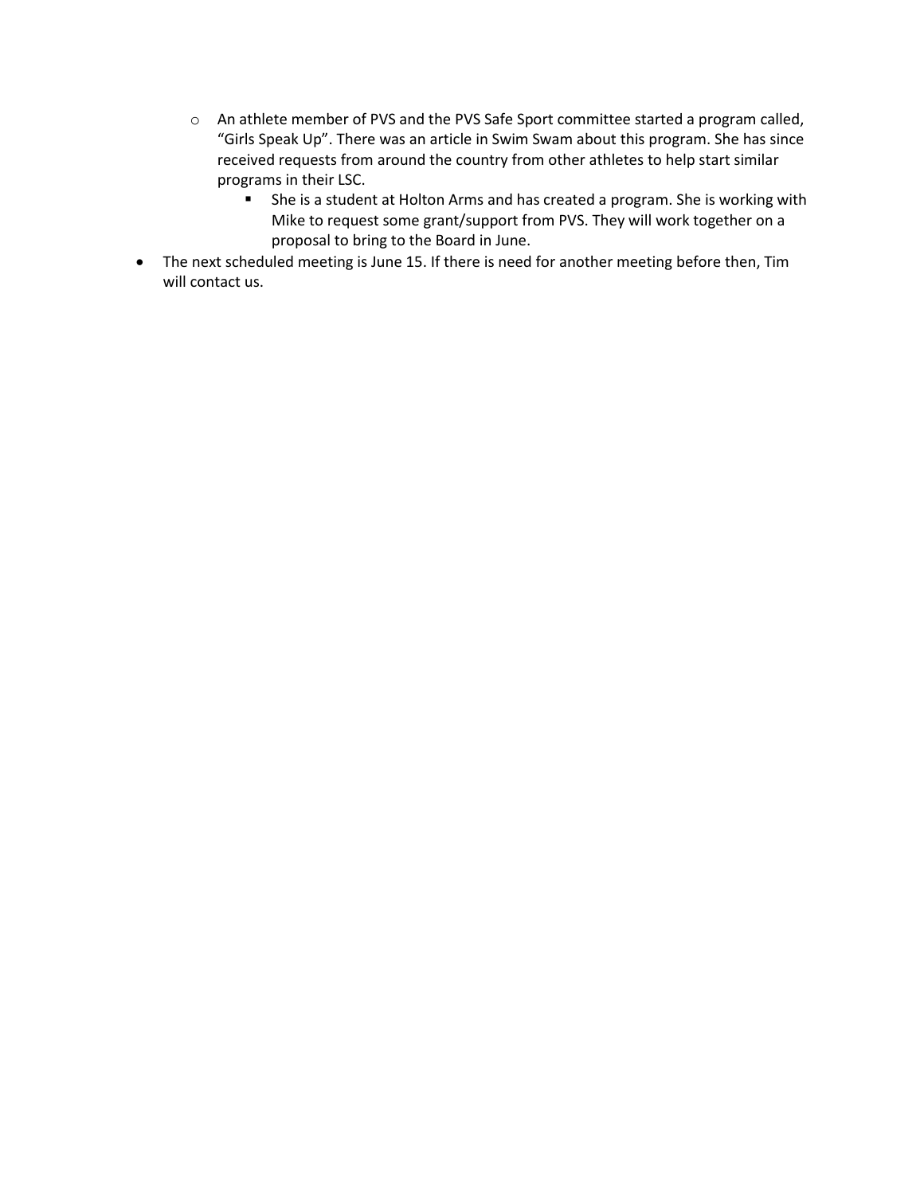- An athlete member of PVS and the PVS Safe Sport committee started a program called, "Girls Speak Up". There was an article in Swim Swam about this program. She has since received requests from around the country from other athletes to help start similar programs in their LSC.
        - She is a student at Holton Arms and has created a program. She is working with Mike to request some grant/support from PVS. They will work together on a proposal to bring to the Board in June.
- The next scheduled meeting is June 15. If there is need for another meeting before then, Tim will contact us.